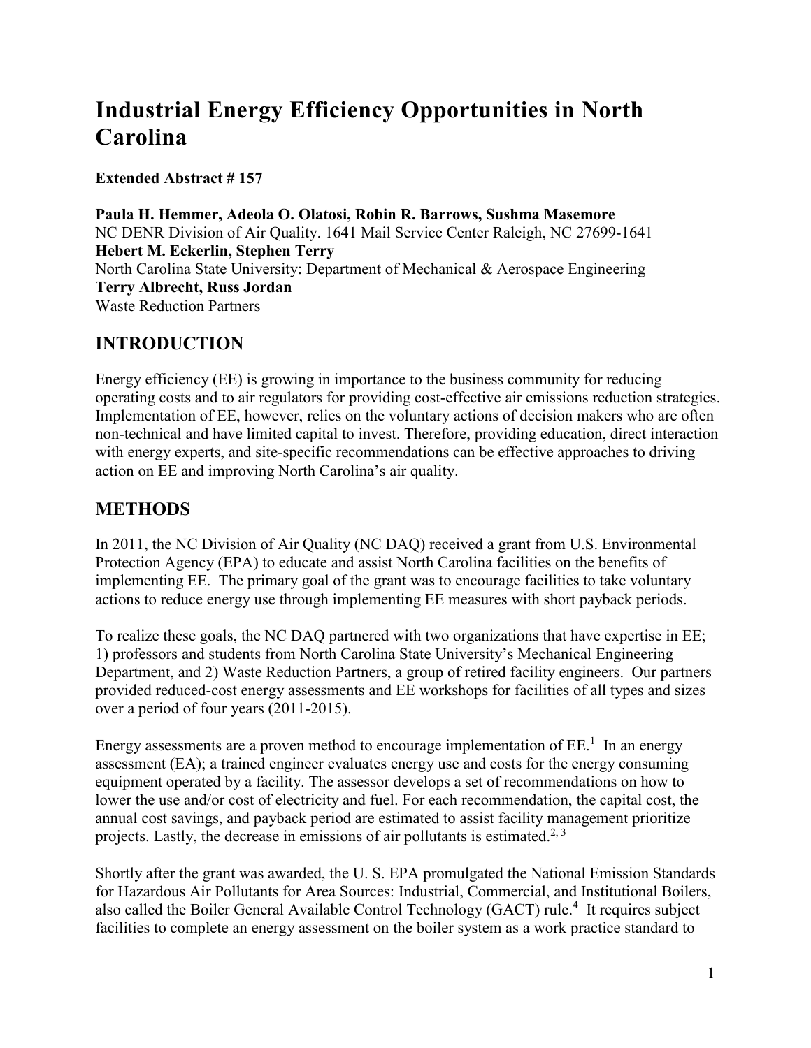# Industrial Energy Efficiency Opportunities in North Carolina

**Extended Abstract # 157**

**Paula H. Hemmer, Adeola O. Olatosi, Robin R. Barrows, Sushma Masemore**
NC DENR Division of Air Quality. 1641 Mail Service Center Raleigh, NC 27699-1641
**Hebert M. Eckerlin, Stephen Terry**
North Carolina State University: Department of Mechanical & Aerospace Engineering
**Terry Albrecht, Russ Jordan**
Waste Reduction Partners

## INTRODUCTION

Energy efficiency (EE) is growing in importance to the business community for reducing operating costs and to air regulators for providing cost-effective air emissions reduction strategies. Implementation of EE, however, relies on the voluntary actions of decision makers who are often non-technical and have limited capital to invest. Therefore, providing education, direct interaction with energy experts, and site-specific recommendations can be effective approaches to driving action on EE and improving North Carolina's air quality.

## METHODS

In 2011, the NC Division of Air Quality (NC DAQ) received a grant from U.S. Environmental Protection Agency (EPA) to educate and assist North Carolina facilities on the benefits of implementing EE. The primary goal of the grant was to encourage facilities to take voluntary actions to reduce energy use through implementing EE measures with short payback periods.

To realize these goals, the NC DAQ partnered with two organizations that have expertise in EE; 1) professors and students from North Carolina State University's Mechanical Engineering Department, and 2) Waste Reduction Partners, a group of retired facility engineers. Our partners provided reduced-cost energy assessments and EE workshops for facilities of all types and sizes over a period of four years (2011-2015).

Energy assessments are a proven method to encourage implementation of EE.[1] In an energy assessment (EA); a trained engineer evaluates energy use and costs for the energy consuming equipment operated by a facility. The assessor develops a set of recommendations on how to lower the use and/or cost of electricity and fuel. For each recommendation, the capital cost, the annual cost savings, and payback period are estimated to assist facility management prioritize projects. Lastly, the decrease in emissions of air pollutants is estimated.[2, 3]

Shortly after the grant was awarded, the U. S. EPA promulgated the National Emission Standards for Hazardous Air Pollutants for Area Sources: Industrial, Commercial, and Institutional Boilers, also called the Boiler General Available Control Technology (GACT) rule.[4] It requires subject facilities to complete an energy assessment on the boiler system as a work practice standard to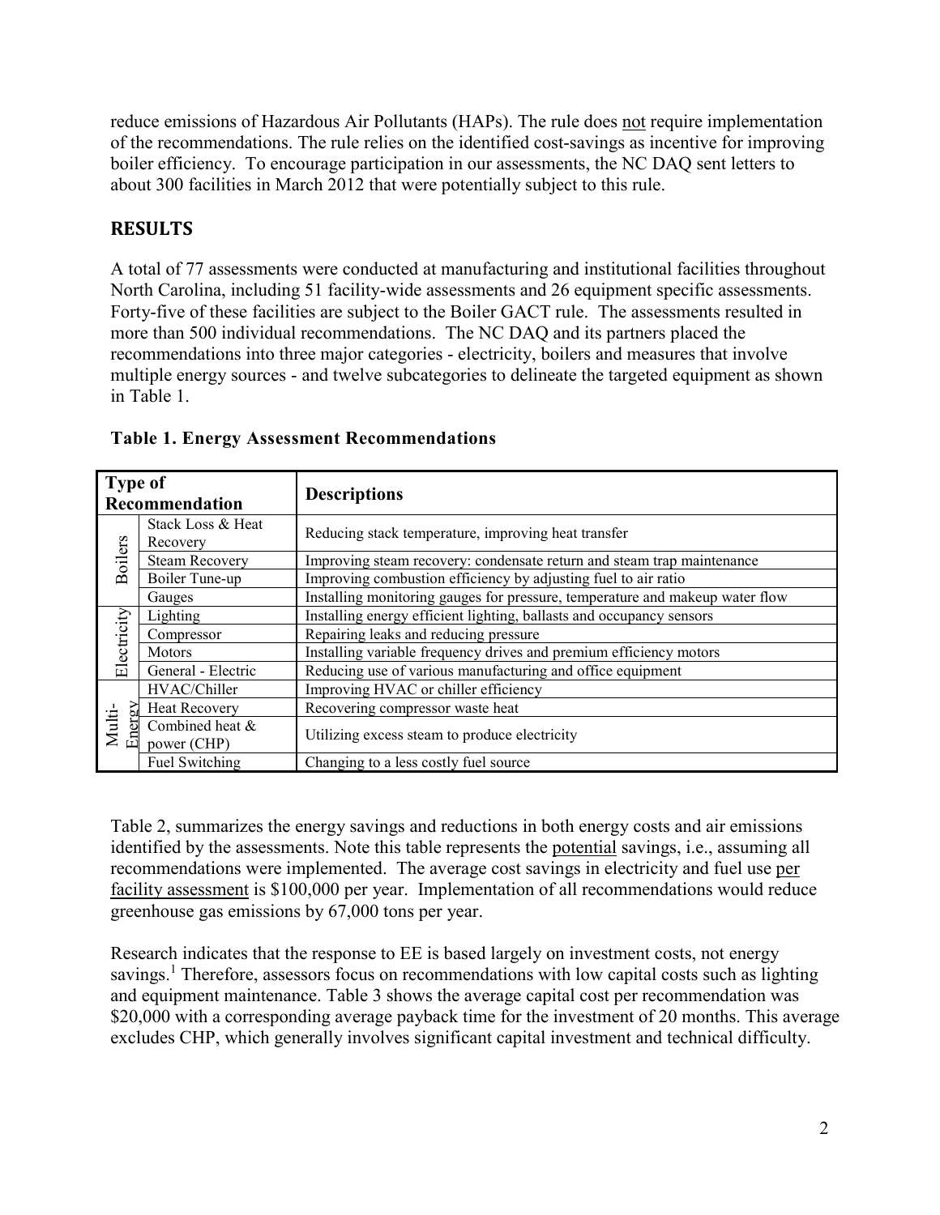reduce emissions of Hazardous Air Pollutants (HAPs). The rule does not require implementation of the recommendations. The rule relies on the identified cost-savings as incentive for improving boiler efficiency. To encourage participation in our assessments, the NC DAQ sent letters to about 300 facilities in March 2012 that were potentially subject to this rule.

## RESULTS

A total of 77 assessments were conducted at manufacturing and institutional facilities throughout North Carolina, including 51 facility-wide assessments and 26 equipment specific assessments. Forty-five of these facilities are subject to the Boiler GACT rule. The assessments resulted in more than 500 individual recommendations. The NC DAQ and its partners placed the recommendations into three major categories - electricity, boilers and measures that involve multiple energy sources - and twelve subcategories to delineate the targeted equipment as shown in Table 1.

**Table 1. Energy Assessment Recommendations**

| Type of Recommendation | | Descriptions |
|---|---|---|
| Boilers | Stack Loss & Heat Recovery | Reducing stack temperature, improving heat transfer |
| | Steam Recovery | Improving steam recovery: condensate return and steam trap maintenance |
| | Boiler Tune-up | Improving combustion efficiency by adjusting fuel to air ratio |
| | Gauges | Installing monitoring gauges for pressure, temperature and makeup water flow |
| Electricity | Lighting | Installing energy efficient lighting, ballasts and occupancy sensors |
| | Compressor | Repairing leaks and reducing pressure |
| | Motors | Installing variable frequency drives and premium efficiency motors |
| | General - Electric | Reducing use of various manufacturing and office equipment |
| Multi-Energy | HVAC/Chiller | Improving HVAC or chiller efficiency |
| | Heat Recovery | Recovering compressor waste heat |
| | Combined heat & power (CHP) | Utilizing excess steam to produce electricity |
| | Fuel Switching | Changing to a less costly fuel source |

Table 2, summarizes the energy savings and reductions in both energy costs and air emissions identified by the assessments. Note this table represents the potential savings, i.e., assuming all recommendations were implemented. The average cost savings in electricity and fuel use per facility assessment is $100,000 per year. Implementation of all recommendations would reduce greenhouse gas emissions by 67,000 tons per year.

Research indicates that the response to EE is based largely on investment costs, not energy savings.[1] Therefore, assessors focus on recommendations with low capital costs such as lighting and equipment maintenance. Table 3 shows the average capital cost per recommendation was $20,000 with a corresponding average payback time for the investment of 20 months. This average excludes CHP, which generally involves significant capital investment and technical difficulty.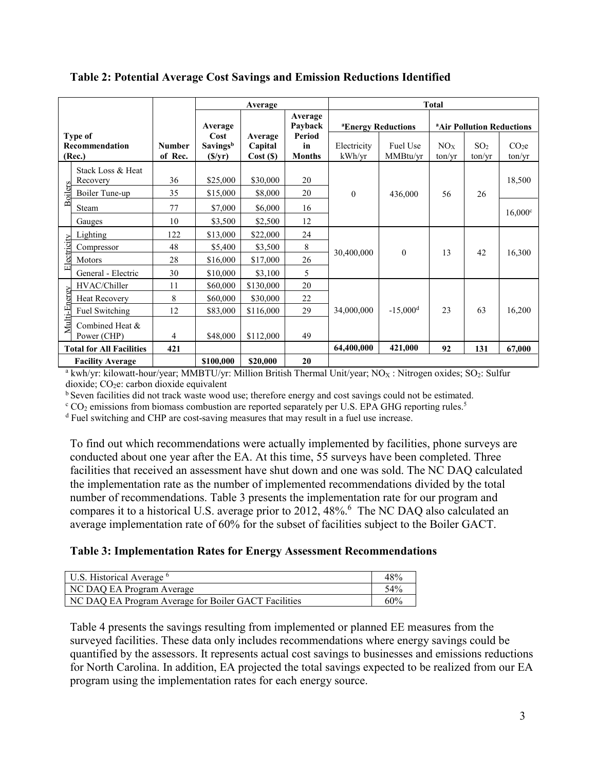**Table 2: Potential Average Cost Savings and Emission Reductions Identified**

| Type of Recommendation (Rec.) | | Number of Rec. | Average | | | Total | | | | |
|---|---|---|---|---|---|---|---|---|---|---|
| | | | Average Cost Savings[b] ($/yr) | Average Capital Cost ($) | Average Payback Period in Months | [a]Energy Reductions | | [a]Air Pollution Reductions | | |
| | | | | | | Electricity kWh/yr | Fuel Use MMBtu/yr | $NO_X$ ton/yr | $SO_2$ ton/yr | $CO_2e$ ton/yr |
| Boilers | Stack Loss & Heat Recovery | 36 | $25,000 | $30,000 | 20 | 0 | 436,000 | 56 | 26 | 18,500 |
| | Boiler Tune-up | 35 | $15,000 | $8,000 | 20 | | | | | |
| | Steam | 77 | $7,000 | $6,000 | 16 | | | | | 16,000[c] |
| | Gauges | 10 | $3,500 | $2,500 | 12 | | | | | |
| Electricity | Lighting | 122 | $13,000 | $22,000 | 24 | 30,400,000 | 0 | 13 | 42 | 16,300 |
| | Compressor | 48 | $5,400 | $3,500 | 8 | | | | | |
| | Motors | 28 | $16,000 | $17,000 | 26 | | | | | |
| | General - Electric | 30 | $10,000 | $3,100 | 5 | | | | | |
| Multi-Energy | HVAC/Chiller | 11 | $60,000 | $130,000 | 20 | 34,000,000 | -15,000[d] | 23 | 63 | 16,200 |
| | Heat Recovery | 8 | $60,000 | $30,000 | 22 | | | | | |
| | Fuel Switching | 12 | $83,000 | $116,000 | 29 | | | | | |
| | Combined Heat & Power (CHP) | 4 | $48,000 | $112,000 | 49 | | | | | |
| **Total for All Facilities** | | **421** | | | | **64,400,000** | **421,000** | **92** | **131** | **67,000** |
| **Facility Average** | | | **$100,000** | **$20,000** | **20** | | | | | |

[a] kwh/yr: kilowatt-hour/year; MMBTU/yr: Million British Thermal Unit/year; $NO_X$ : Nitrogen oxides; $SO_2$: Sulfur dioxide; $CO_2e$: carbon dioxide equivalent

[b] Seven facilities did not track waste wood use; therefore energy and cost savings could not be estimated.

[c] $CO_2$ emissions from biomass combustion are reported separately per U.S. EPA GHG reporting rules.[5]

[d] Fuel switching and CHP are cost-saving measures that may result in a fuel use increase.

To find out which recommendations were actually implemented by facilities, phone surveys are conducted about one year after the EA. At this time, 55 surveys have been completed. Three facilities that received an assessment have shut down and one was sold. The NC DAQ calculated the implementation rate as the number of implemented recommendations divided by the total number of recommendations. Table 3 presents the implementation rate for our program and compares it to a historical U.S. average prior to 2012, 48%.[6] The NC DAQ also calculated an average implementation rate of 60% for the subset of facilities subject to the Boiler GACT.

**Table 3: Implementation Rates for Energy Assessment Recommendations**

| Program | Rate |
|---|---|
| U.S. Historical Average [6] | 48% |
| NC DAQ EA Program Average | 54% |
| NC DAQ EA Program Average for Boiler GACT Facilities | 60% |

Table 4 presents the savings resulting from implemented or planned EE measures from the surveyed facilities. These data only includes recommendations where energy savings could be quantified by the assessors. It represents actual cost savings to businesses and emissions reductions for North Carolina. In addition, EA projected the total savings expected to be realized from our EA program using the implementation rates for each energy source.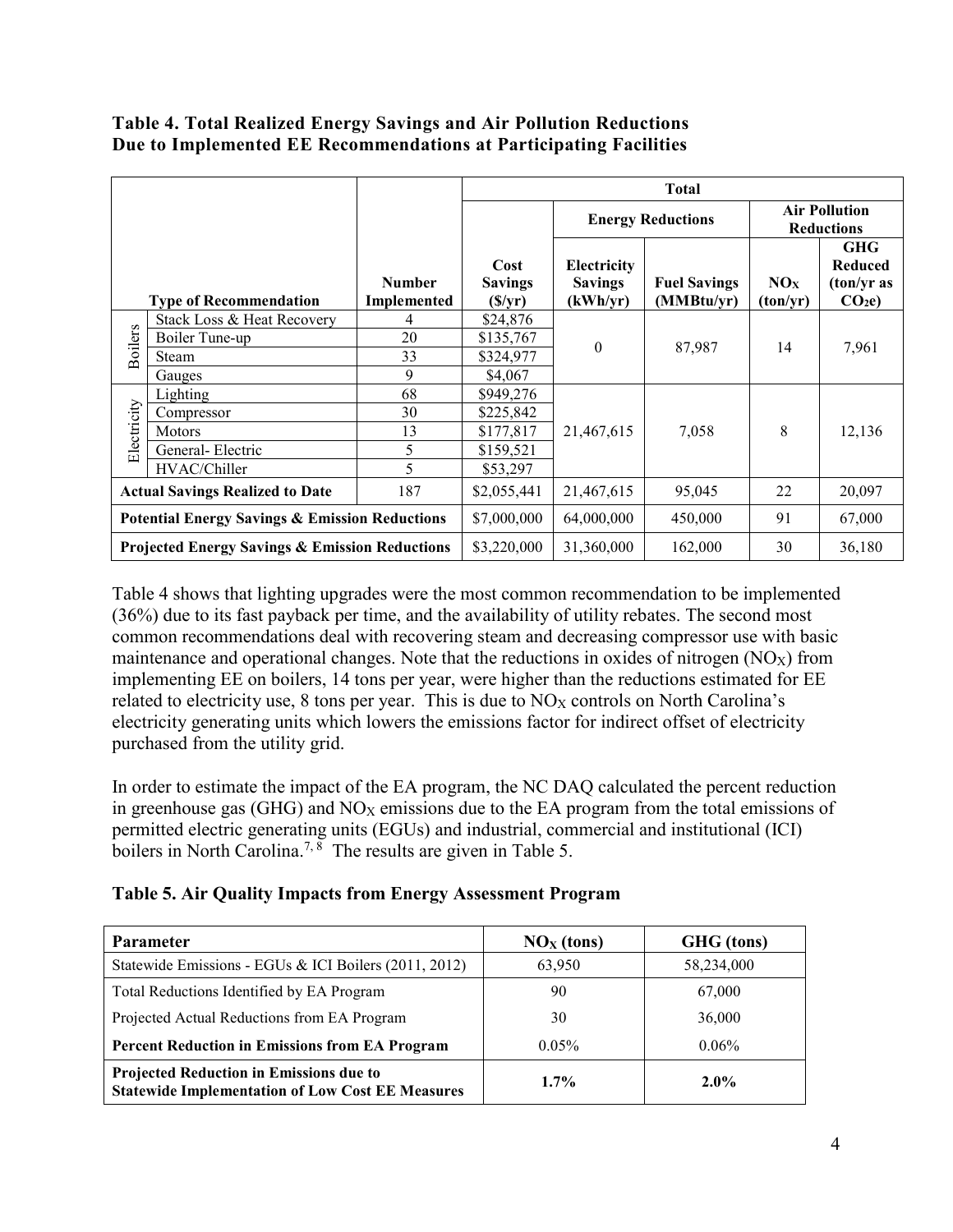**Table 4. Total Realized Energy Savings and Air Pollution Reductions Due to Implemented EE Recommendations at Participating Facilities**

| | Type of Recommendation | Number Implemented | Total | | | | |
|---|---|---|---|---|---|---|---|
| | | | | Energy Reductions | | Air Pollution Reductions | |
| | | | Cost Savings ($/yr) | Electricity Savings (kWh/yr) | Fuel Savings (MMBtu/yr) | $NO_X$ (ton/yr) | GHG Reduced (ton/yr as $CO_2e$) |
| Boilers | Stack Loss & Heat Recovery | 4 | $24,876 | 0 | 87,987 | 14 | 7,961 |
| | Boiler Tune-up | 20 | $135,767 | | | | |
| | Steam | 33 | $324,977 | | | | |
| | Gauges | 9 | $4,067 | | | | |
| Electricity | Lighting | 68 | $949,276 | 21,467,615 | 7,058 | 8 | 12,136 |
| | Compressor | 30 | $225,842 | | | | |
| | Motors | 13 | $177,817 | | | | |
| | General- Electric | 5 | $159,521 | | | | |
| | HVAC/Chiller | 5 | $53,297 | | | | |
| **Actual Savings Realized to Date** | | 187 | $2,055,441 | 21,467,615 | 95,045 | 22 | 20,097 |
| **Potential Energy Savings & Emission Reductions** | | | $7,000,000 | 64,000,000 | 450,000 | 91 | 67,000 |
| **Projected Energy Savings & Emission Reductions** | | | $3,220,000 | 31,360,000 | 162,000 | 30 | 36,180 |

Table 4 shows that lighting upgrades were the most common recommendation to be implemented (36%) due to its fast payback per time, and the availability of utility rebates. The second most common recommendations deal with recovering steam and decreasing compressor use with basic maintenance and operational changes. Note that the reductions in oxides of nitrogen ($NO_X$) from implementing EE on boilers, 14 tons per year, were higher than the reductions estimated for EE related to electricity use, 8 tons per year. This is due to $NO_X$ controls on North Carolina's electricity generating units which lowers the emissions factor for indirect offset of electricity purchased from the utility grid.

In order to estimate the impact of the EA program, the NC DAQ calculated the percent reduction in greenhouse gas (GHG) and $NO_X$ emissions due to the EA program from the total emissions of permitted electric generating units (EGUs) and industrial, commercial and institutional (ICI) boilers in North Carolina.[7, 8] The results are given in Table 5.

**Table 5. Air Quality Impacts from Energy Assessment Program**

| Parameter | $NO_X$ (tons) | GHG (tons) |
|---|---|---|
| Statewide Emissions - EGUs & ICI Boilers (2011, 2012) | 63,950 | 58,234,000 |
| Total Reductions Identified by EA Program | 90 | 67,000 |
| Projected Actual Reductions from EA Program | 30 | 36,000 |
| **Percent Reduction in Emissions from EA Program** | 0.05% | 0.06% |
| **Projected Reduction in Emissions due to Statewide Implementation of Low Cost EE Measures** | **1.7%** | **2.0%** |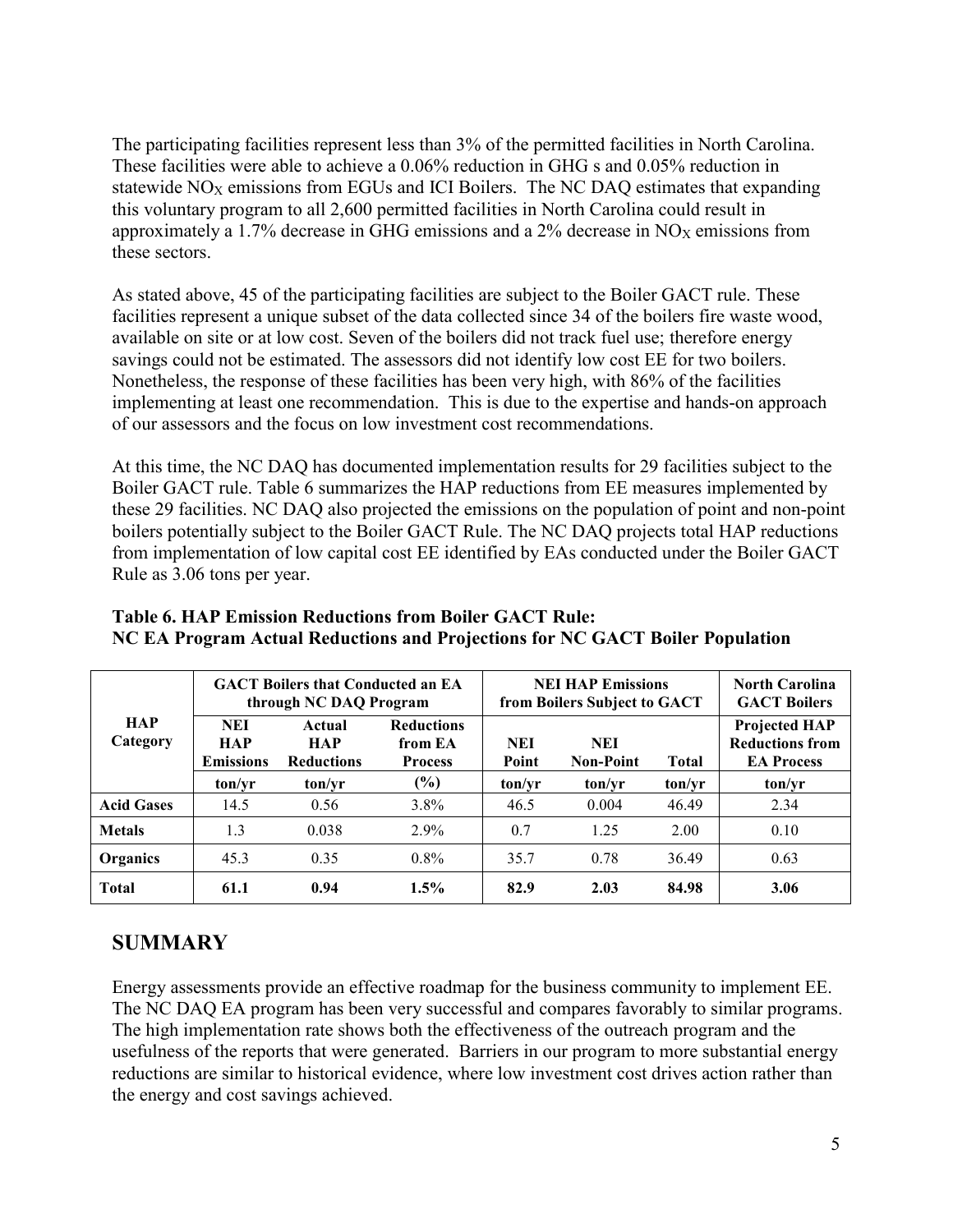The participating facilities represent less than 3% of the permitted facilities in North Carolina. These facilities were able to achieve a 0.06% reduction in GHG s and 0.05% reduction in statewide $NO_X$ emissions from EGUs and ICI Boilers. The NC DAQ estimates that expanding this voluntary program to all 2,600 permitted facilities in North Carolina could result in approximately a 1.7% decrease in GHG emissions and a 2% decrease in $NO_X$ emissions from these sectors.

As stated above, 45 of the participating facilities are subject to the Boiler GACT rule. These facilities represent a unique subset of the data collected since 34 of the boilers fire waste wood, available on site or at low cost. Seven of the boilers did not track fuel use; therefore energy savings could not be estimated. The assessors did not identify low cost EE for two boilers. Nonetheless, the response of these facilities has been very high, with 86% of the facilities implementing at least one recommendation. This is due to the expertise and hands-on approach of our assessors and the focus on low investment cost recommendations.

At this time, the NC DAQ has documented implementation results for 29 facilities subject to the Boiler GACT rule. Table 6 summarizes the HAP reductions from EE measures implemented by these 29 facilities. NC DAQ also projected the emissions on the population of point and non-point boilers potentially subject to the Boiler GACT Rule. The NC DAQ projects total HAP reductions from implementation of low capital cost EE identified by EAs conducted under the Boiler GACT Rule as 3.06 tons per year.

**Table 6. HAP Emission Reductions from Boiler GACT Rule: NC EA Program Actual Reductions and Projections for NC GACT Boiler Population**

| HAP Category | GACT Boilers that Conducted an EA through NC DAQ Program | | | NEI HAP Emissions from Boilers Subject to GACT | | | North Carolina GACT Boilers |
|---|---|---|---|---|---|---|---|
| | NEI HAP Emissions | Actual HAP Reductions | Reductions from EA Process | NEI Point | NEI Non-Point | Total | Projected HAP Reductions from EA Process |
| | ton/yr | ton/yr | (%) | ton/yr | ton/yr | ton/yr | ton/yr |
| **Acid Gases** | 14.5 | 0.56 | 3.8% | 46.5 | 0.004 | 46.49 | 2.34 |
| **Metals** | 1.3 | 0.038 | 2.9% | 0.7 | 1.25 | 2.00 | 0.10 |
| **Organics** | 45.3 | 0.35 | 0.8% | 35.7 | 0.78 | 36.49 | 0.63 |
| **Total** | **61.1** | **0.94** | **1.5%** | **82.9** | **2.03** | **84.98** | **3.06** |

## SUMMARY

Energy assessments provide an effective roadmap for the business community to implement EE. The NC DAQ EA program has been very successful and compares favorably to similar programs. The high implementation rate shows both the effectiveness of the outreach program and the usefulness of the reports that were generated. Barriers in our program to more substantial energy reductions are similar to historical evidence, where low investment cost drives action rather than the energy and cost savings achieved.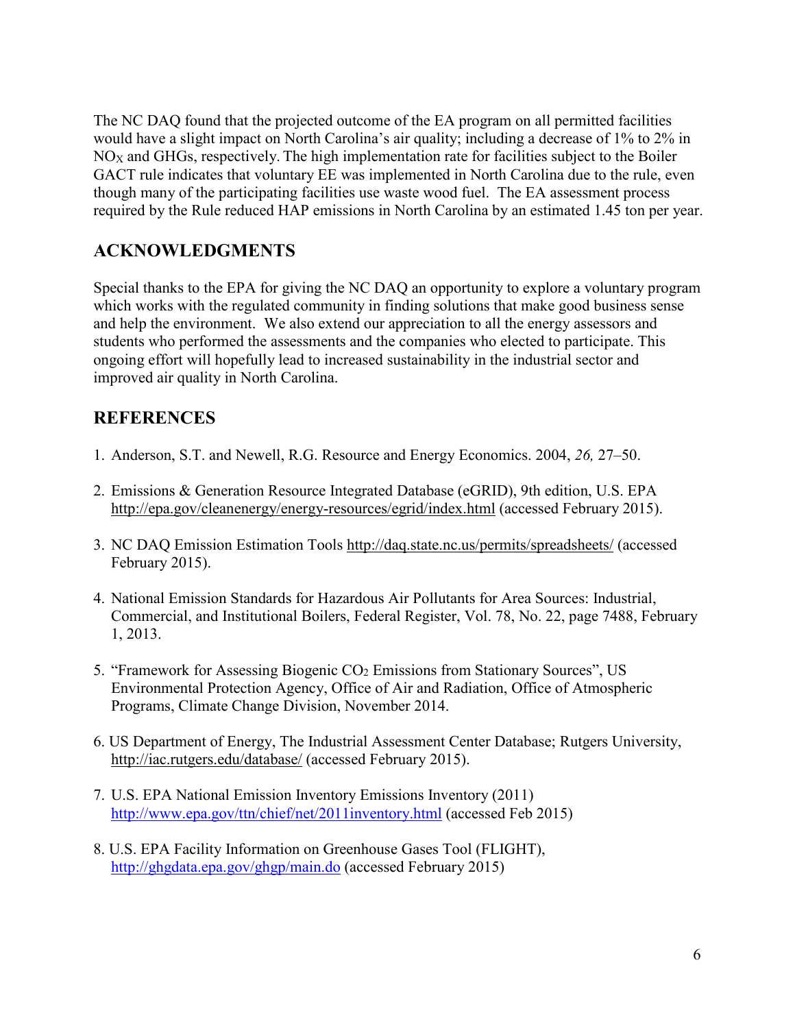The NC DAQ found that the projected outcome of the EA program on all permitted facilities would have a slight impact on North Carolina's air quality; including a decrease of 1% to 2% in $NO_X$ and GHGs, respectively. The high implementation rate for facilities subject to the Boiler GACT rule indicates that voluntary EE was implemented in North Carolina due to the rule, even though many of the participating facilities use waste wood fuel. The EA assessment process required by the Rule reduced HAP emissions in North Carolina by an estimated 1.45 ton per year.

## ACKNOWLEDGMENTS

Special thanks to the EPA for giving the NC DAQ an opportunity to explore a voluntary program which works with the regulated community in finding solutions that make good business sense and help the environment. We also extend our appreciation to all the energy assessors and students who performed the assessments and the companies who elected to participate. This ongoing effort will hopefully lead to increased sustainability in the industrial sector and improved air quality in North Carolina.

## REFERENCES

1. Anderson, S.T. and Newell, R.G. Resource and Energy Economics. 2004, *26,* 27–50.

2. Emissions & Generation Resource Integrated Database (eGRID), 9th edition, U.S. EPA http://epa.gov/cleanenergy/energy-resources/egrid/index.html (accessed February 2015).

3. NC DAQ Emission Estimation Tools http://daq.state.nc.us/permits/spreadsheets/ (accessed February 2015).

4. National Emission Standards for Hazardous Air Pollutants for Area Sources: Industrial, Commercial, and Institutional Boilers, Federal Register, Vol. 78, No. 22, page 7488, February 1, 2013.

5. "Framework for Assessing Biogenic $CO_2$ Emissions from Stationary Sources", US Environmental Protection Agency, Office of Air and Radiation, Office of Atmospheric Programs, Climate Change Division, November 2014.

6. US Department of Energy, The Industrial Assessment Center Database; Rutgers University, http://iac.rutgers.edu/database/ (accessed February 2015).

7. U.S. EPA National Emission Inventory Emissions Inventory (2011) http://www.epa.gov/ttn/chief/net/2011inventory.html (accessed Feb 2015)

8. U.S. EPA Facility Information on Greenhouse Gases Tool (FLIGHT), http://ghgdata.epa.gov/ghgp/main.do (accessed February 2015)